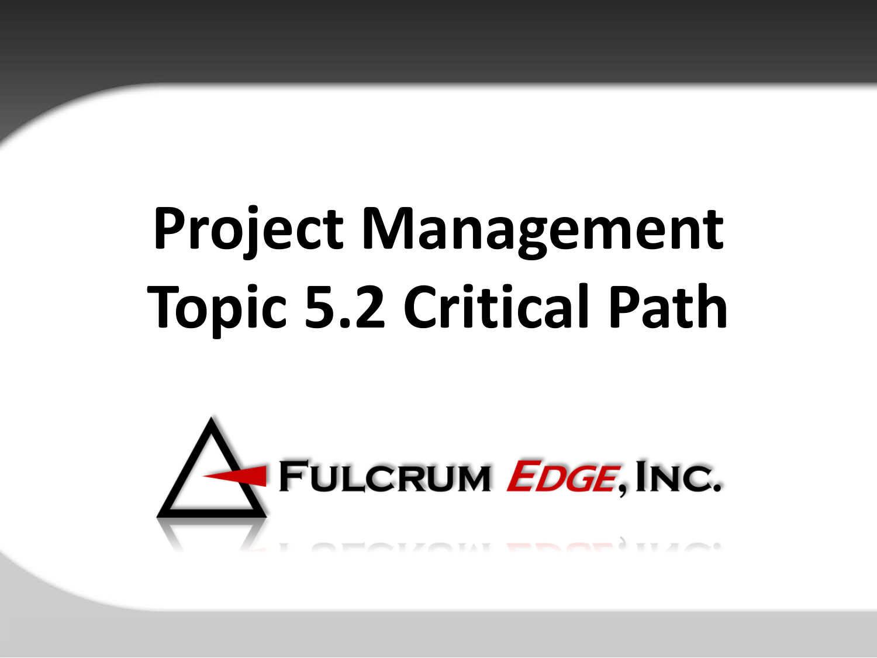# Project Management
# Topic 5.2 Critical Path

FULCRUM EDGE, INC.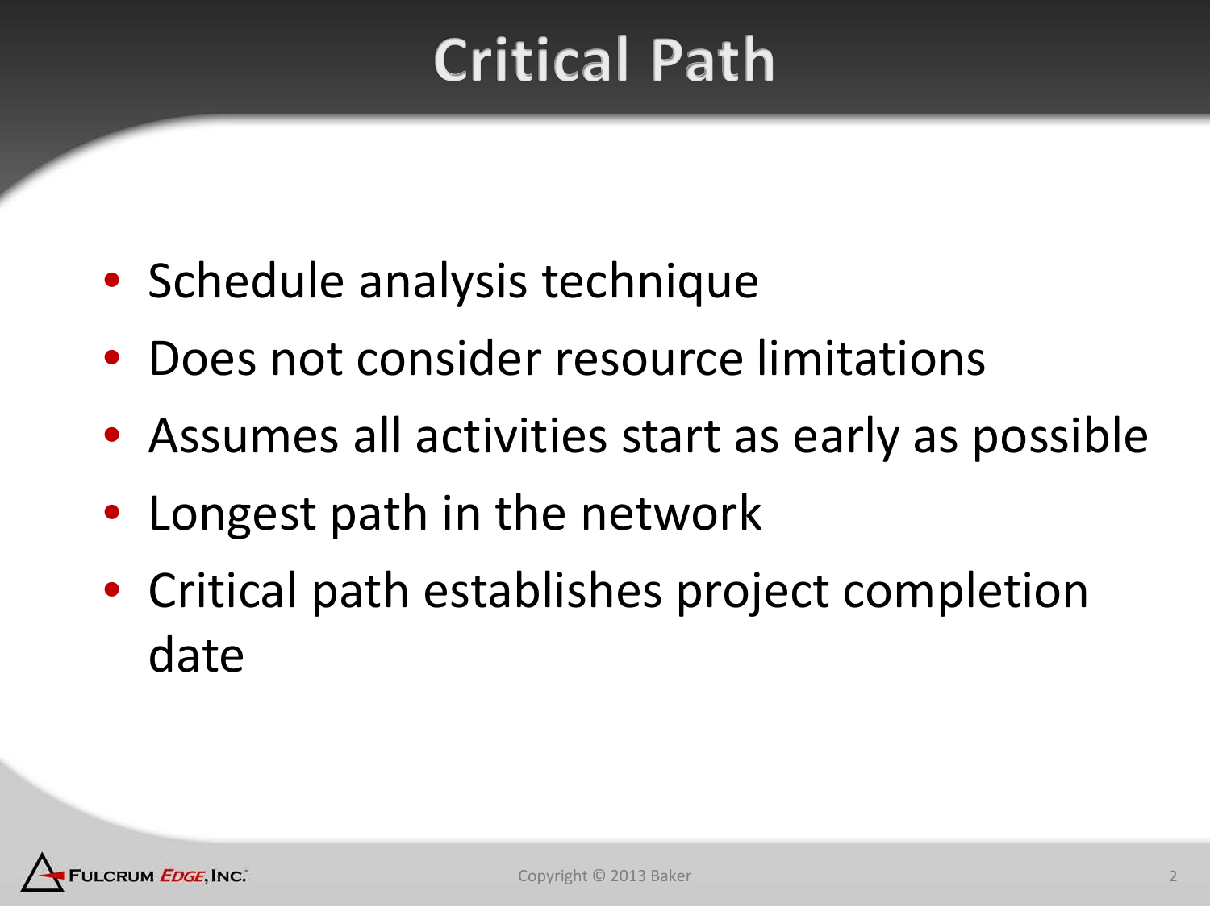# Critical Path

- Schedule analysis technique
- Does not consider resource limitations
- Assumes all activities start as early as possible
- Longest path in the network
- Critical path establishes project completion date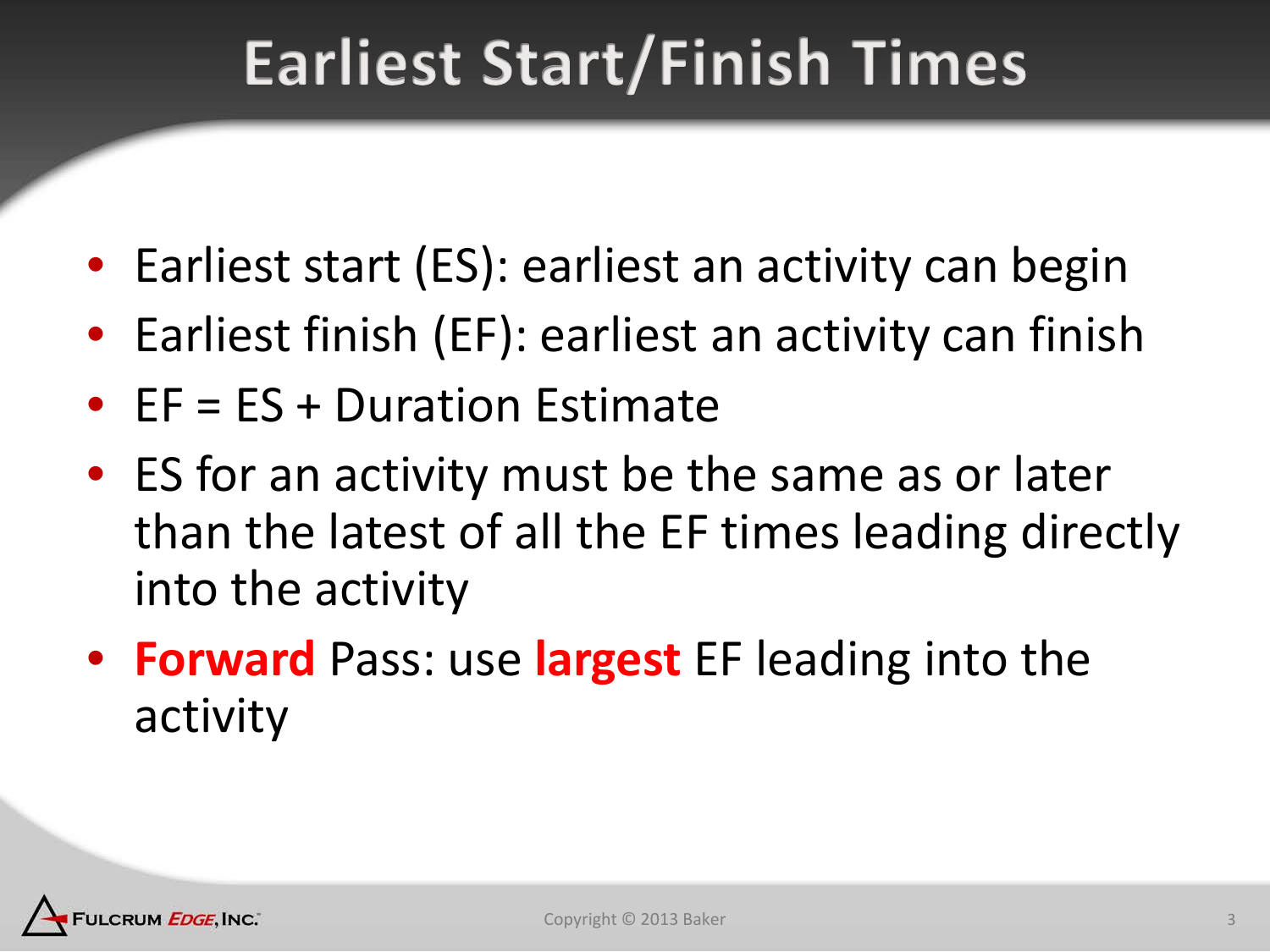# Earliest Start/Finish Times

- Earliest start (ES): earliest an activity can begin
- Earliest finish (EF): earliest an activity can finish
- EF = ES + Duration Estimate
- ES for an activity must be the same as or later than the latest of all the EF times leading directly into the activity
- **Forward** Pass: use **largest** EF leading into the activity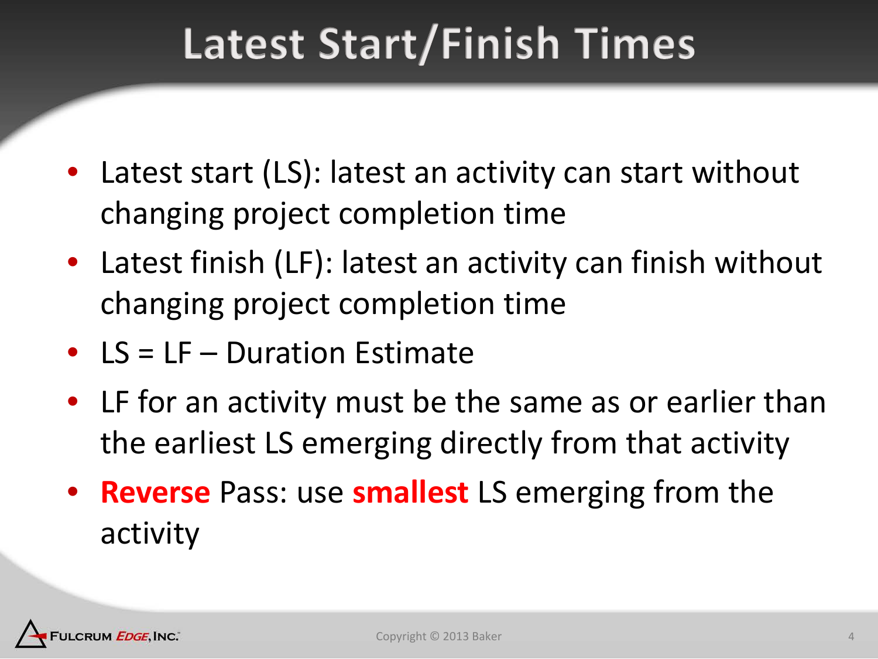# Latest Start/Finish Times

- Latest start (LS): latest an activity can start without changing project completion time
- Latest finish (LF): latest an activity can finish without changing project completion time
- LS = LF – Duration Estimate
- LF for an activity must be the same as or earlier than the earliest LS emerging directly from that activity
- **Reverse** Pass: use **smallest** LS emerging from the activity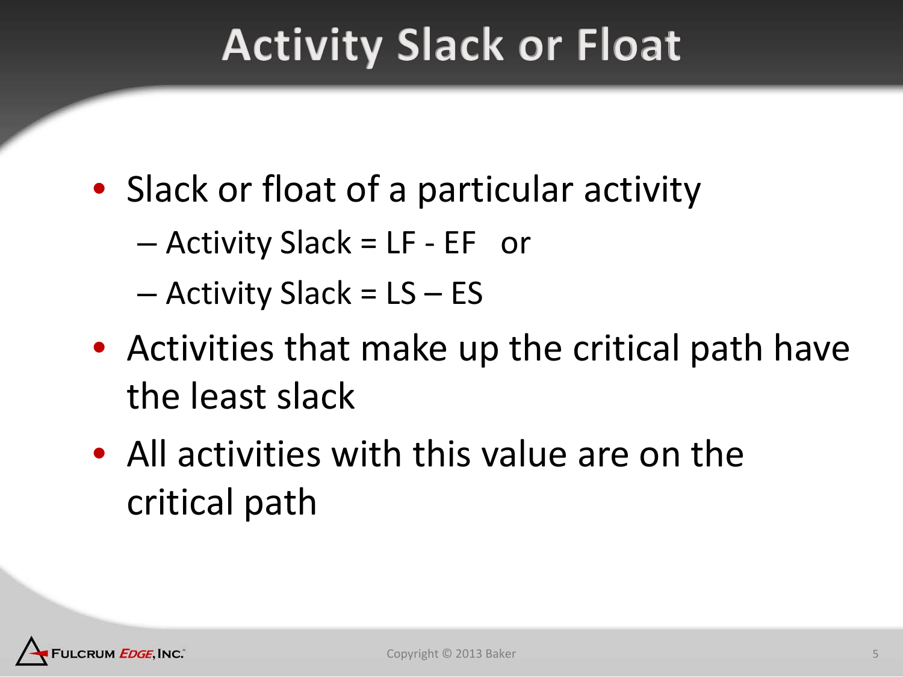# Activity Slack or Float

- Slack or float of a particular activity
  - Activity Slack = LF - EF or
  - Activity Slack = LS – ES
- Activities that make up the critical path have the least slack
- All activities with this value are on the critical path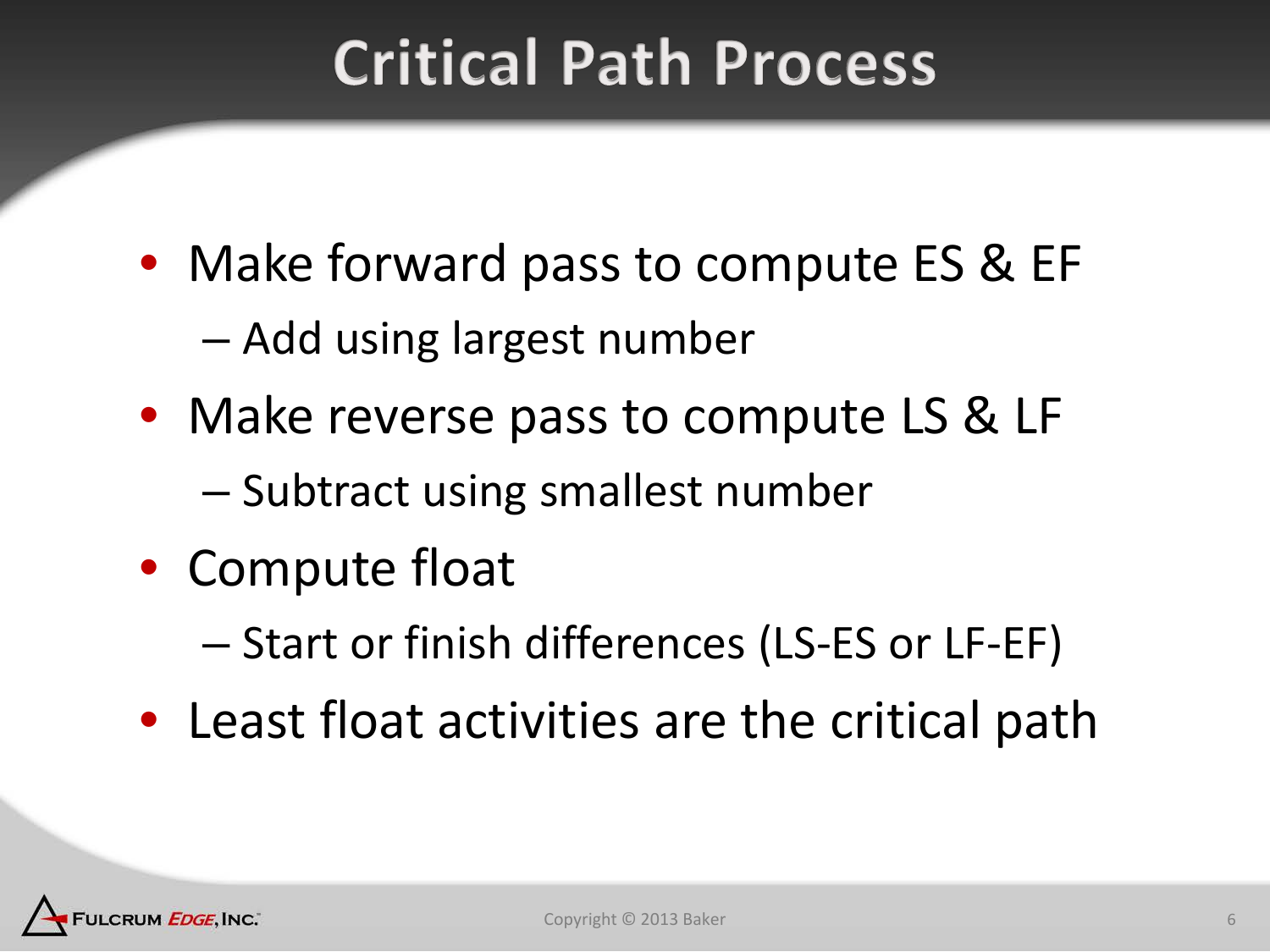# Critical Path Process

- Make forward pass to compute ES & EF
  - Add using largest number
- Make reverse pass to compute LS & LF
  - Subtract using smallest number
- Compute float
  - Start or finish differences (LS-ES or LF-EF)
- Least float activities are the critical path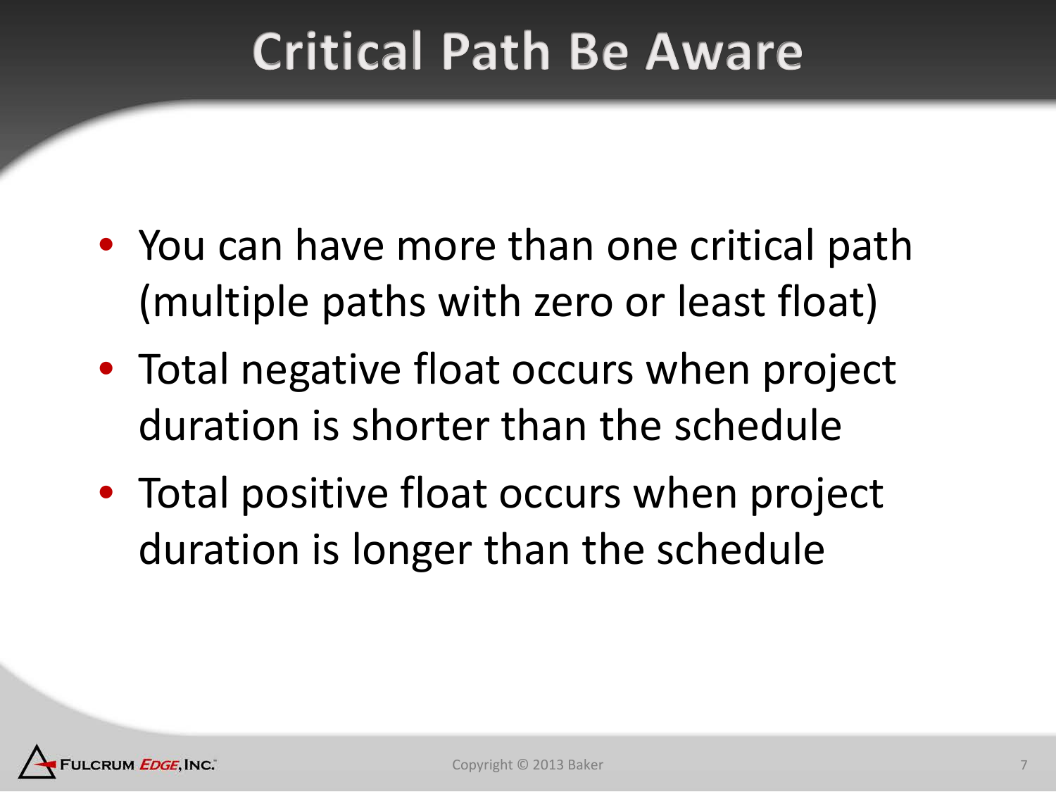# Critical Path Be Aware

- You can have more than one critical path (multiple paths with zero or least float)
- Total negative float occurs when project duration is shorter than the schedule
- Total positive float occurs when project duration is longer than the schedule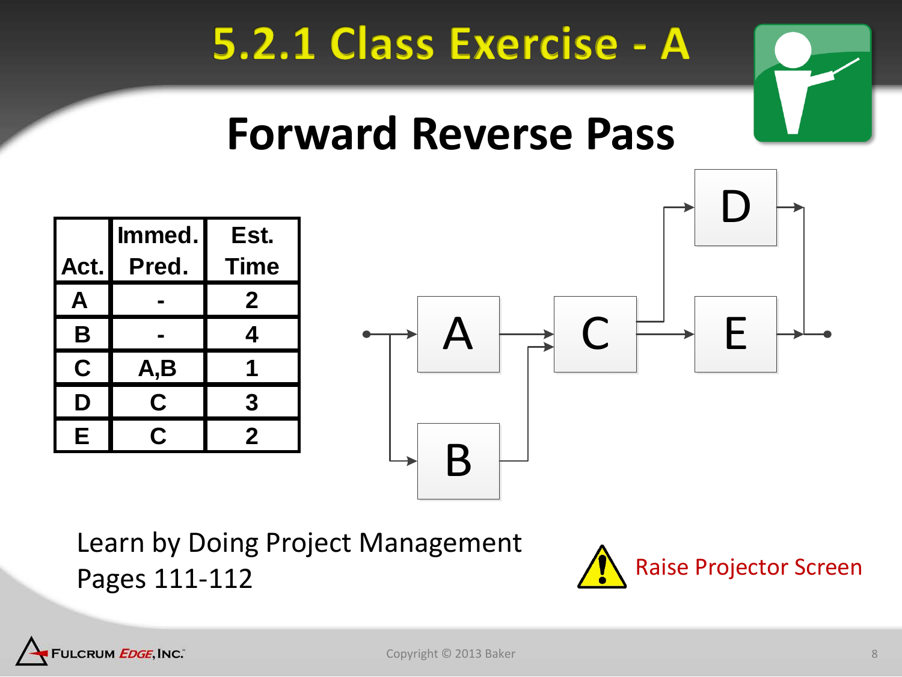# 5.2.1 Class Exercise - A

## Forward Reverse Pass

| Act. | Immed. Pred. | Est. Time |
| --- | --- | --- |
| A | - | 2 |
| B | - | 4 |
| C | A,B | 1 |
| D | C | 3 |
| E | C | 2 |

Learn by Doing Project Management
Pages 111-112

Raise Projector Screen

Copyright © 2013 Baker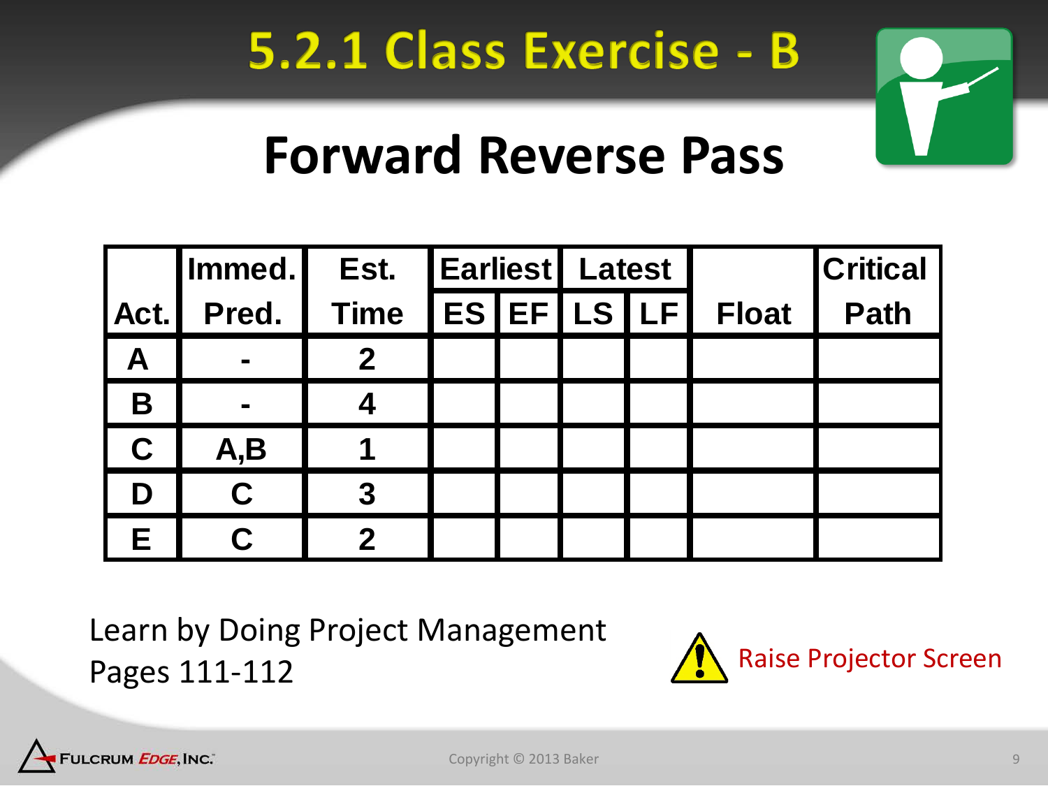# 5.2.1 Class Exercise - B

## Forward Reverse Pass

| Act. | Immed. Pred. | Est. Time | Earliest | | Latest | | Float | Critical Path |
|---|---|---|---|---|---|---|---|---|
| | | | ES | EF | LS | LF | | |
| A | - | 2 | | | | | | |
| B | - | 4 | | | | | | |
| C | A,B | 1 | | | | | | |
| D | C | 3 | | | | | | |
| E | C | 2 | | | | | | |

Learn by Doing Project Management
Pages 111-112

Raise Projector Screen

Copyright © 2013 Baker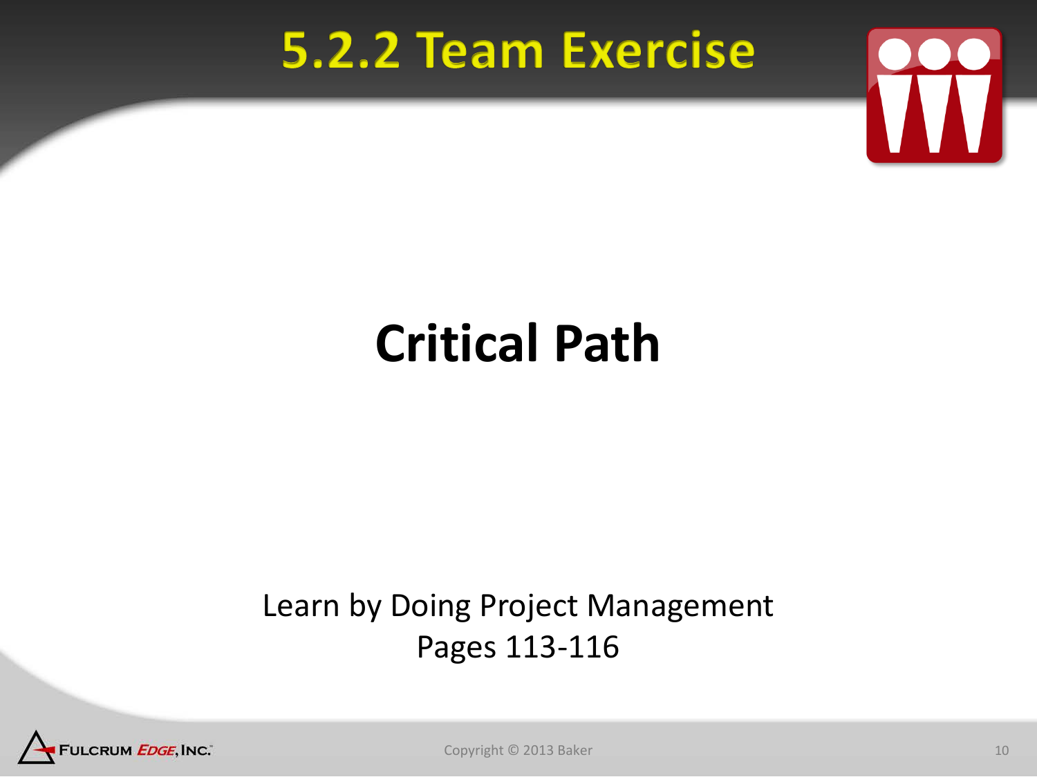# 5.2.2 Team Exercise

## Critical Path

Learn by Doing Project Management
Pages 113-116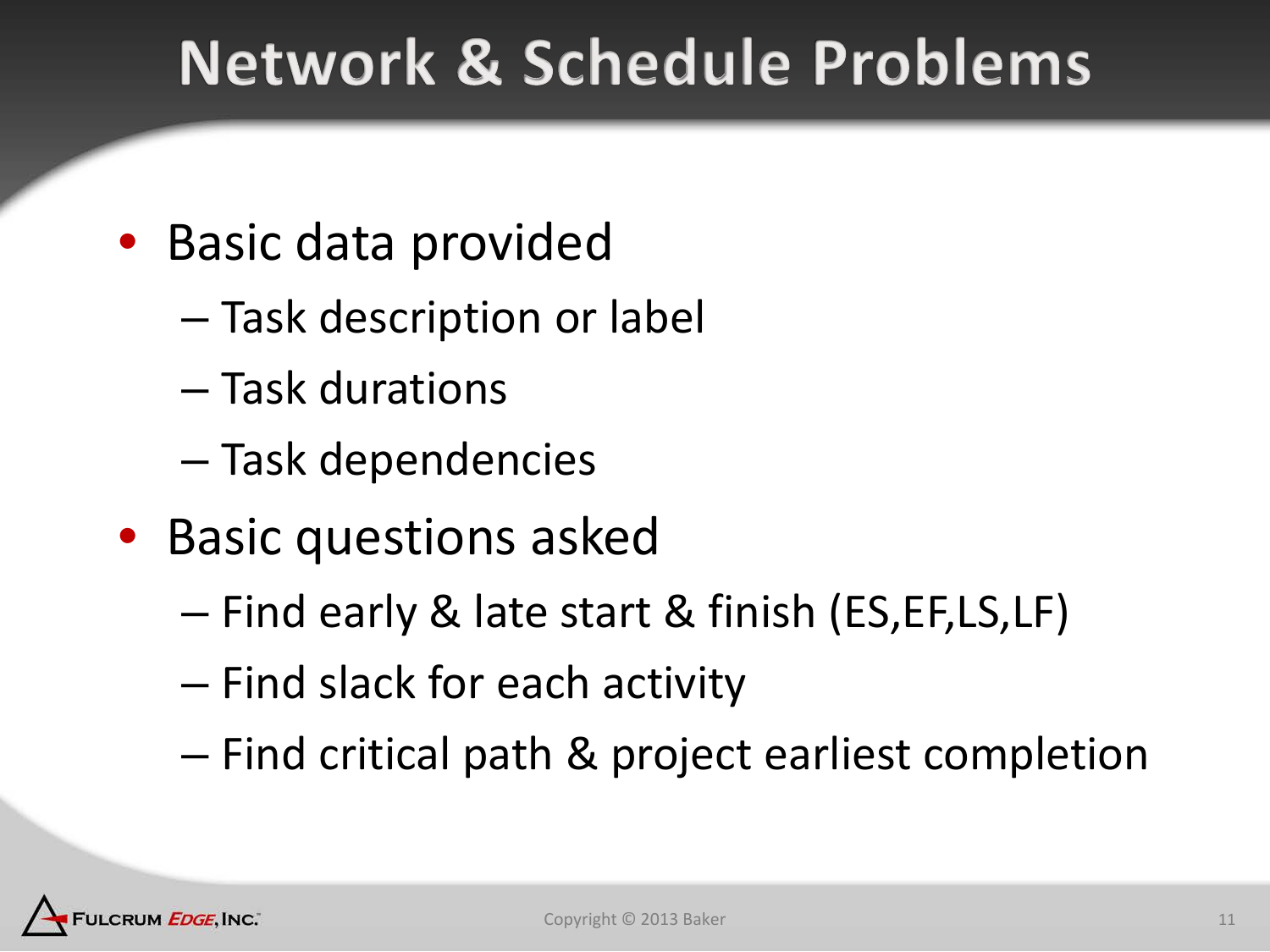# Network & Schedule Problems

- Basic data provided
  - Task description or label
  - Task durations
  - Task dependencies
- Basic questions asked
  - Find early & late start & finish (ES,EF,LS,LF)
  - Find slack for each activity
  - Find critical path & project earliest completion